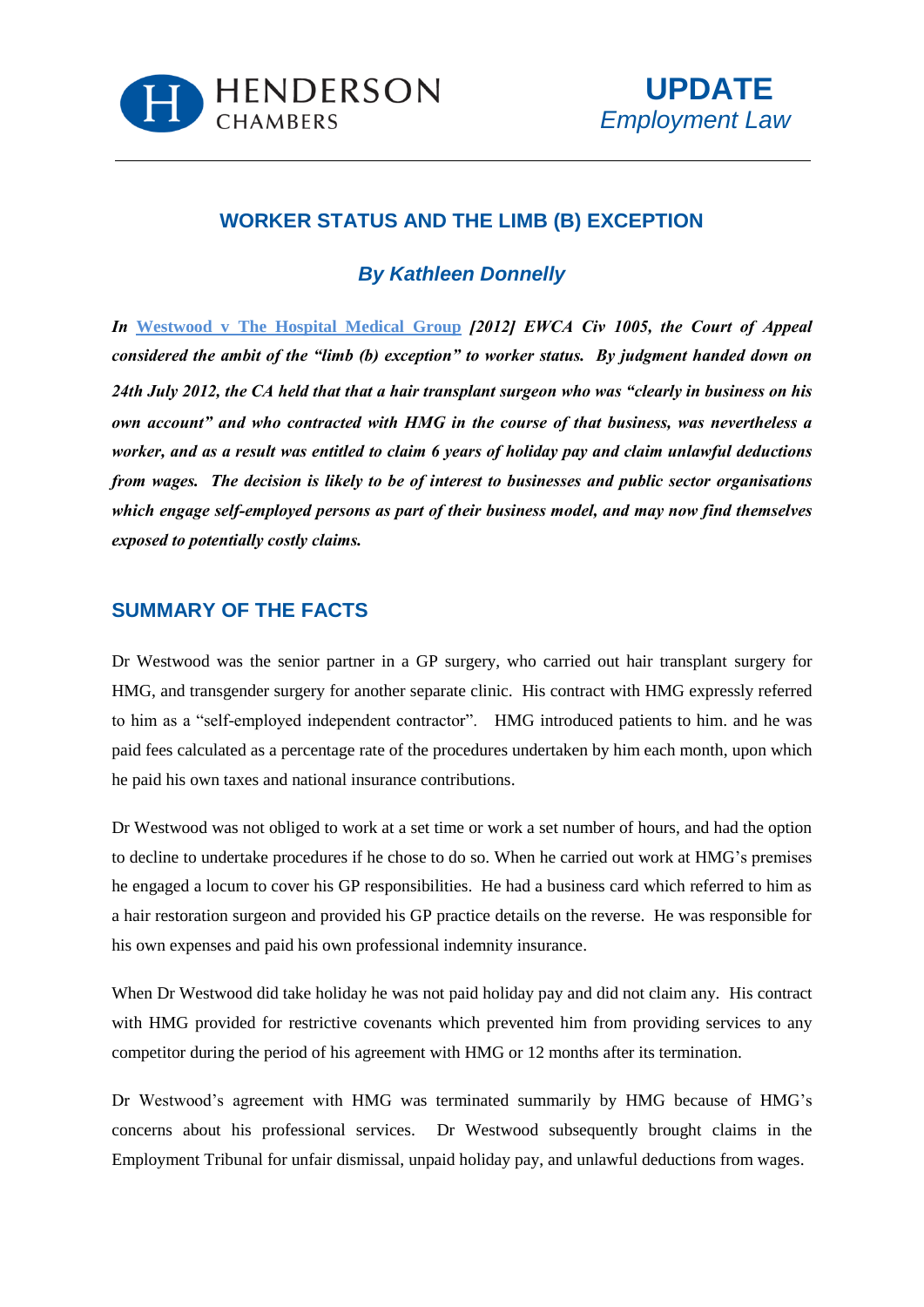HENDERSON CHAMBERS

**UPDATE**
*Employment Law*

# WORKER STATUS AND THE LIMB (B) EXCEPTION

### *By Kathleen Donnelly*

***In [Westwood v The Hospital Medical Group] [2012] EWCA Civ 1005, the Court of Appeal considered the ambit of the "limb (b) exception" to worker status. By judgment handed down on 24th July 2012, the CA held that that a hair transplant surgeon who was "clearly in business on his own account" and who contracted with HMG in the course of that business, was nevertheless a worker, and as a result was entitled to claim 6 years of holiday pay and claim unlawful deductions from wages. The decision is likely to be of interest to businesses and public sector organisations which engage self-employed persons as part of their business model, and may now find themselves exposed to potentially costly claims.***

## SUMMARY OF THE FACTS

Dr Westwood was the senior partner in a GP surgery, who carried out hair transplant surgery for HMG, and transgender surgery for another separate clinic. His contract with HMG expressly referred to him as a "self-employed independent contractor". HMG introduced patients to him. and he was paid fees calculated as a percentage rate of the procedures undertaken by him each month, upon which he paid his own taxes and national insurance contributions.

Dr Westwood was not obliged to work at a set time or work a set number of hours, and had the option to decline to undertake procedures if he chose to do so. When he carried out work at HMG's premises he engaged a locum to cover his GP responsibilities. He had a business card which referred to him as a hair restoration surgeon and provided his GP practice details on the reverse. He was responsible for his own expenses and paid his own professional indemnity insurance.

When Dr Westwood did take holiday he was not paid holiday pay and did not claim any. His contract with HMG provided for restrictive covenants which prevented him from providing services to any competitor during the period of his agreement with HMG or 12 months after its termination.

Dr Westwood's agreement with HMG was terminated summarily by HMG because of HMG's concerns about his professional services. Dr Westwood subsequently brought claims in the Employment Tribunal for unfair dismissal, unpaid holiday pay, and unlawful deductions from wages.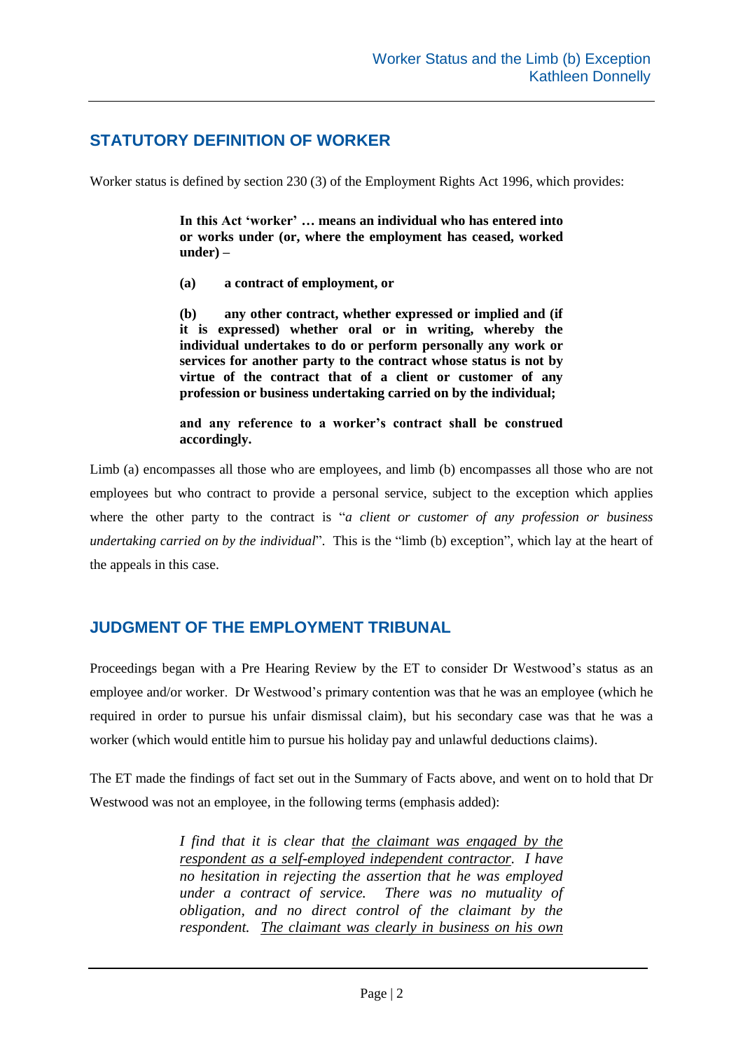## STATUTORY DEFINITION OF WORKER

Worker status is defined by section 230 (3) of the Employment Rights Act 1996, which provides:

> **In this Act 'worker' … means an individual who has entered into or works under (or, where the employment has ceased, worked under) –**
>
> **(a) a contract of employment, or**
>
> **(b) any other contract, whether expressed or implied and (if it is expressed) whether oral or in writing, whereby the individual undertakes to do or perform personally any work or services for another party to the contract whose status is not by virtue of the contract that of a client or customer of any profession or business undertaking carried on by the individual;**
>
> **and any reference to a worker's contract shall be construed accordingly.**

Limb (a) encompasses all those who are employees, and limb (b) encompasses all those who are not employees but who contract to provide a personal service, subject to the exception which applies where the other party to the contract is "*a client or customer of any profession or business undertaking carried on by the individual*". This is the "limb (b) exception", which lay at the heart of the appeals in this case.

## JUDGMENT OF THE EMPLOYMENT TRIBUNAL

Proceedings began with a Pre Hearing Review by the ET to consider Dr Westwood's status as an employee and/or worker. Dr Westwood's primary contention was that he was an employee (which he required in order to pursue his unfair dismissal claim), but his secondary case was that he was a worker (which would entitle him to pursue his holiday pay and unlawful deductions claims).

The ET made the findings of fact set out in the Summary of Facts above, and went on to hold that Dr Westwood was not an employee, in the following terms (emphasis added):

> *I find that it is clear that <u>the claimant was engaged by the respondent as a self-employed independent contractor</u>. I have no hesitation in rejecting the assertion that he was employed under a contract of service. There was no mutuality of obligation, and no direct control of the claimant by the respondent. <u>The claimant was clearly in business on his own</u>*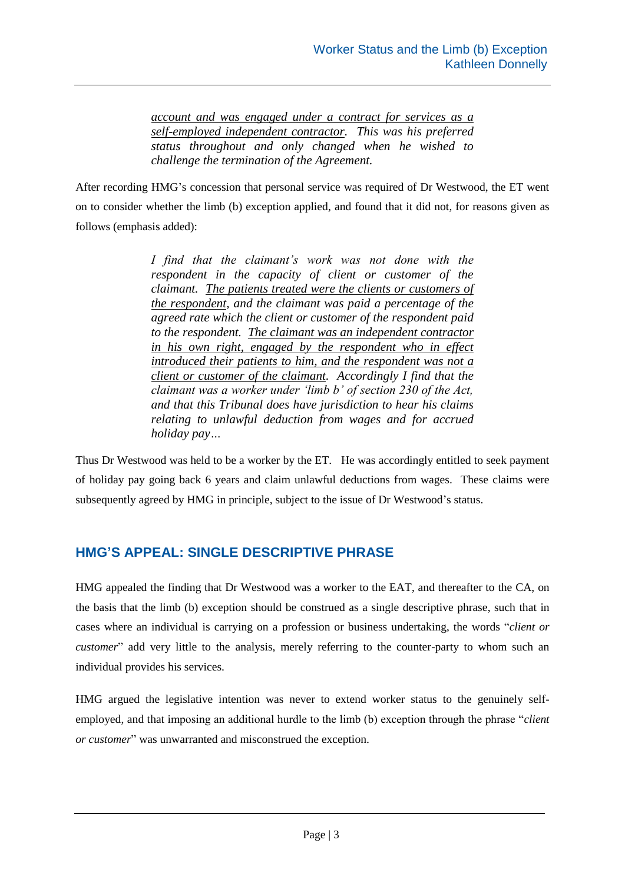> *<u>account and was engaged under a contract for services as a self-employed independent contractor</u>. This was his preferred status throughout and only changed when he wished to challenge the termination of the Agreement.*

After recording HMG's concession that personal service was required of Dr Westwood, the ET went on to consider whether the limb (b) exception applied, and found that it did not, for reasons given as follows (emphasis added):

> *I find that the claimant's work was not done with the respondent in the capacity of client or customer of the claimant. <u>The patients treated were the clients or customers of the respondent</u>, and the claimant was paid a percentage of the agreed rate which the client or customer of the respondent paid to the respondent. <u>The claimant was an independent contractor in his own right, engaged by the respondent who in effect introduced their patients to him, and the respondent was not a client or customer of the claimant</u>. Accordingly I find that the claimant was a worker under 'limb b' of section 230 of the Act, and that this Tribunal does have jurisdiction to hear his claims relating to unlawful deduction from wages and for accrued holiday pay…*

Thus Dr Westwood was held to be a worker by the ET. He was accordingly entitled to seek payment of holiday pay going back 6 years and claim unlawful deductions from wages. These claims were subsequently agreed by HMG in principle, subject to the issue of Dr Westwood's status.

## HMG'S APPEAL: SINGLE DESCRIPTIVE PHRASE

HMG appealed the finding that Dr Westwood was a worker to the EAT, and thereafter to the CA, on the basis that the limb (b) exception should be construed as a single descriptive phrase, such that in cases where an individual is carrying on a profession or business undertaking, the words "*client or customer*" add very little to the analysis, merely referring to the counter-party to whom such an individual provides his services.

HMG argued the legislative intention was never to extend worker status to the genuinely self-employed, and that imposing an additional hurdle to the limb (b) exception through the phrase "*client or customer*" was unwarranted and misconstrued the exception.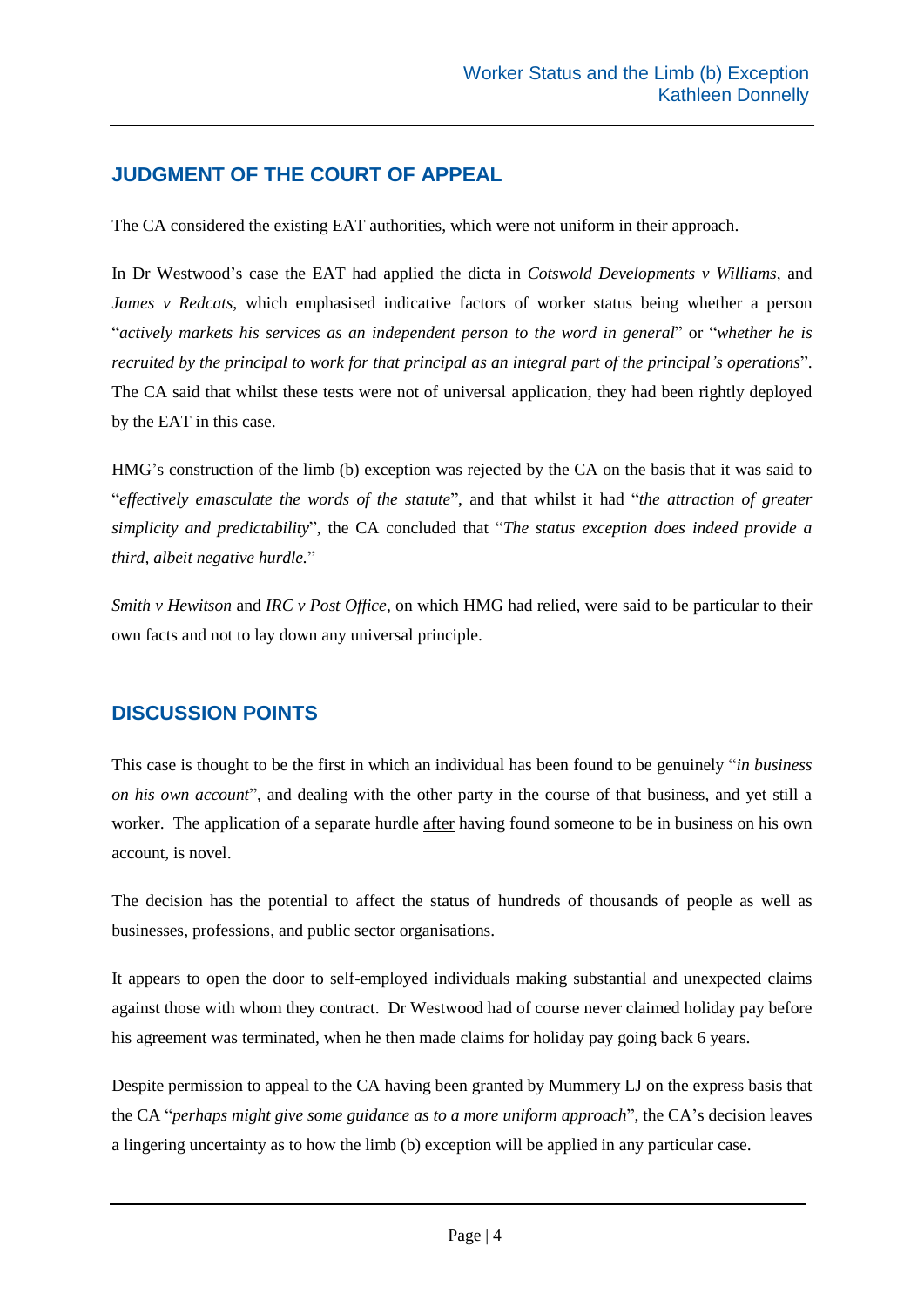## JUDGMENT OF THE COURT OF APPEAL

The CA considered the existing EAT authorities, which were not uniform in their approach.

In Dr Westwood's case the EAT had applied the dicta in *Cotswold Developments v Williams*, and *James v Redcats*, which emphasised indicative factors of worker status being whether a person "*actively markets his services as an independent person to the word in general*" or "*whether he is recruited by the principal to work for that principal as an integral part of the principal's operations*". The CA said that whilst these tests were not of universal application, they had been rightly deployed by the EAT in this case.

HMG's construction of the limb (b) exception was rejected by the CA on the basis that it was said to "*effectively emasculate the words of the statute*", and that whilst it had "*the attraction of greater simplicity and predictability*", the CA concluded that "*The status exception does indeed provide a third, albeit negative hurdle.*"

*Smith v Hewitson* and *IRC v Post Office*, on which HMG had relied, were said to be particular to their own facts and not to lay down any universal principle.

## DISCUSSION POINTS

This case is thought to be the first in which an individual has been found to be genuinely "*in business on his own account*", and dealing with the other party in the course of that business, and yet still a worker. The application of a separate hurdle <u>after</u> having found someone to be in business on his own account, is novel.

The decision has the potential to affect the status of hundreds of thousands of people as well as businesses, professions, and public sector organisations.

It appears to open the door to self-employed individuals making substantial and unexpected claims against those with whom they contract. Dr Westwood had of course never claimed holiday pay before his agreement was terminated, when he then made claims for holiday pay going back 6 years.

Despite permission to appeal to the CA having been granted by Mummery LJ on the express basis that the CA "*perhaps might give some guidance as to a more uniform approach*", the CA's decision leaves a lingering uncertainty as to how the limb (b) exception will be applied in any particular case.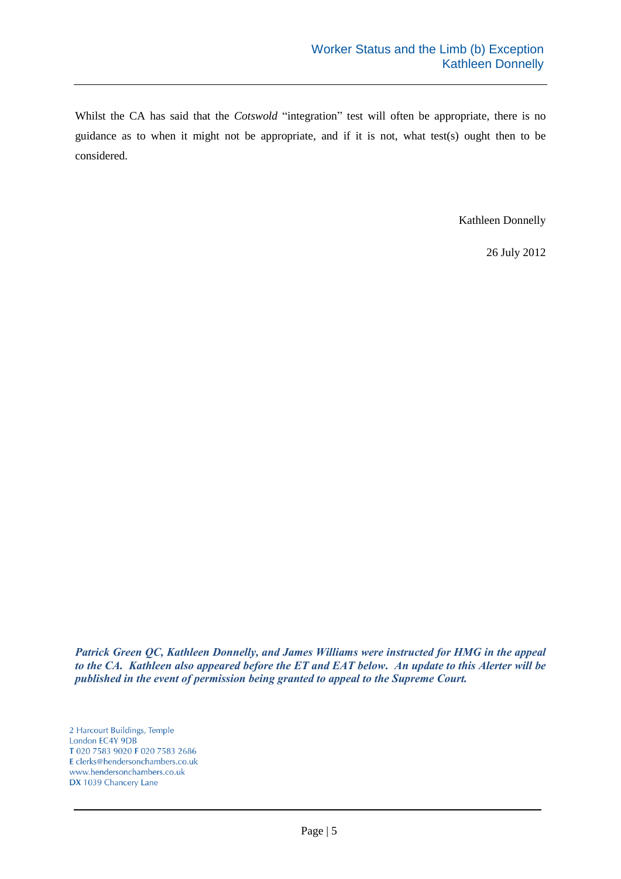Whilst the CA has said that the *Cotswold* "integration" test will often be appropriate, there is no guidance as to when it might not be appropriate, and if it is not, what test(s) ought then to be considered.

Kathleen Donnelly

26 July 2012

***Patrick Green QC, Kathleen Donnelly, and James Williams were instructed for HMG in the appeal to the CA. Kathleen also appeared before the ET and EAT below. An update to this Alerter will be published in the event of permission being granted to appeal to the Supreme Court.***

2 Harcourt Buildings, Temple
London EC4Y 9DB
**T** 020 7583 9020 **F** 020 7583 2686
**E** clerks@hendersonchambers.co.uk
www.hendersonchambers.co.uk
**DX** 1039 Chancery Lane